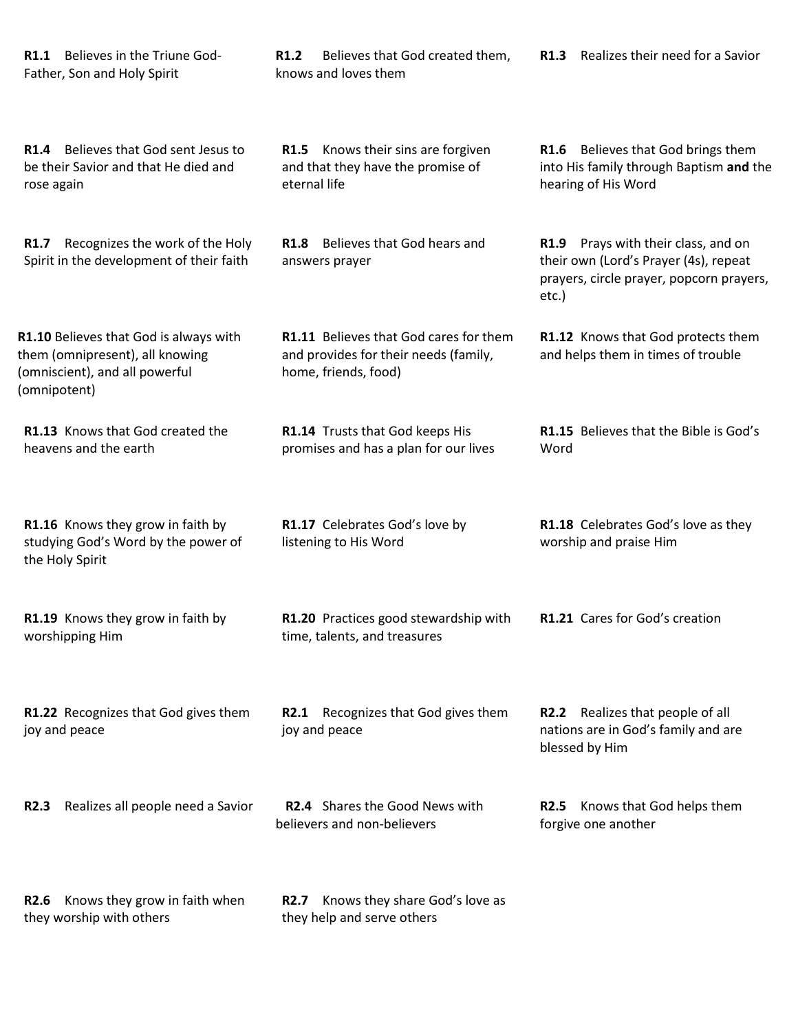**R1.1** Believes in the Triune God- Father, Son and Holy Spirit

**R1.2** Believes that God created them, knows and loves them

**R1.3** Realizes their need for a Savior

**R1.4** Believes that God sent Jesus to be their Savior and that He died and rose again

**R1.5** Knows their sins are forgiven and that they have the promise of eternal life

**R1.6** Believes that God brings them into His family through Baptism **and** the hearing of His Word

**R1.7** Recognizes the work of the Holy Spirit in the development of their faith

**R1.8** Believes that God hears and answers prayer

**R1.9** Prays with their class, and on their own (Lord's Prayer (4s), repeat prayers, circle prayer, popcorn prayers, etc.)

**R1.10** Believes that God is always with them (omnipresent), all knowing (omniscient), and all powerful (omnipotent)

**R1.11** Believes that God cares for them and provides for their needs (family, home, friends, food)

**R1.12** Knows that God protects them and helps them in times of trouble

**R1.13** Knows that God created the heavens and the earth

**R1.14** Trusts that God keeps His promises and has a plan for our lives

**R1.15** Believes that the Bible is God's Word

**R1.16** Knows they grow in faith by studying God's Word by the power of the Holy Spirit

**R1.17** Celebrates God's love by listening to His Word

**R1.18** Celebrates God's love as they worship and praise Him

**R1.19** Knows they grow in faith by worshipping Him

**R1.20** Practices good stewardship with time, talents, and treasures

**R1.21** Cares for God's creation

**R1.22** Recognizes that God gives them joy and peace

**R2.1** Recognizes that God gives them joy and peace

**R2.2** Realizes that people of all nations are in God's family and are blessed by Him

**R2.3** Realizes all people need a Savior

**R2.4** Shares the Good News with believers and non-believers

**R2.5** Knows that God helps them forgive one another

**R2.6** Knows they grow in faith when they worship with others

**R2.7** Knows they share God's love as they help and serve others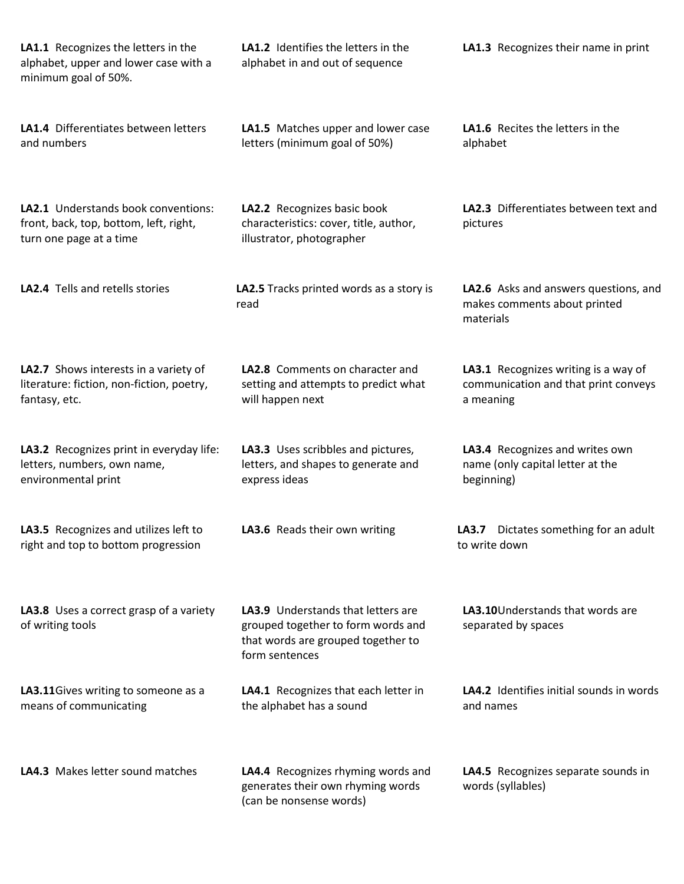**LA1.1** Recognizes the letters in the alphabet, upper and lower case with a minimum goal of 50%.

**LA1.2** Identifies the letters in the alphabet in and out of sequence

**LA1.3** Recognizes their name in print

**LA1.4** Differentiates between letters and numbers

**LA1.5** Matches upper and lower case letters (minimum goal of 50%)

**LA1.6** Recites the letters in the alphabet

**LA2.1** Understands book conventions: front, back, top, bottom, left, right, turn one page at a time

**LA2.2** Recognizes basic book characteristics: cover, title, author, illustrator, photographer

**LA2.3** Differentiates between text and pictures

**LA2.4** Tells and retells stories

**LA2.5** Tracks printed words as a story is read

**LA2.6** Asks and answers questions, and makes comments about printed materials

**LA2.7** Shows interests in a variety of literature: fiction, non-fiction, poetry, fantasy, etc.

**LA2.8** Comments on character and setting and attempts to predict what will happen next

**LA3.1** Recognizes writing is a way of communication and that print conveys a meaning

**LA3.2** Recognizes print in everyday life: letters, numbers, own name, environmental print

**LA3.3** Uses scribbles and pictures, letters, and shapes to generate and express ideas

**LA3.4** Recognizes and writes own name (only capital letter at the beginning)

**LA3.5** Recognizes and utilizes left to right and top to bottom progression

**LA3.6** Reads their own writing

**LA3.7** Dictates something for an adult to write down

**LA3.8** Uses a correct grasp of a variety of writing tools

**LA3.9** Understands that letters are grouped together to form words and that words are grouped together to form sentences

**LA3.10** Understands that words are separated by spaces

**LA3.11** Gives writing to someone as a means of communicating

**LA4.1** Recognizes that each letter in the alphabet has a sound

**LA4.2** Identifies initial sounds in words and names

**LA4.3** Makes letter sound matches

**LA4.4** Recognizes rhyming words and generates their own rhyming words (can be nonsense words)

**LA4.5** Recognizes separate sounds in words (syllables)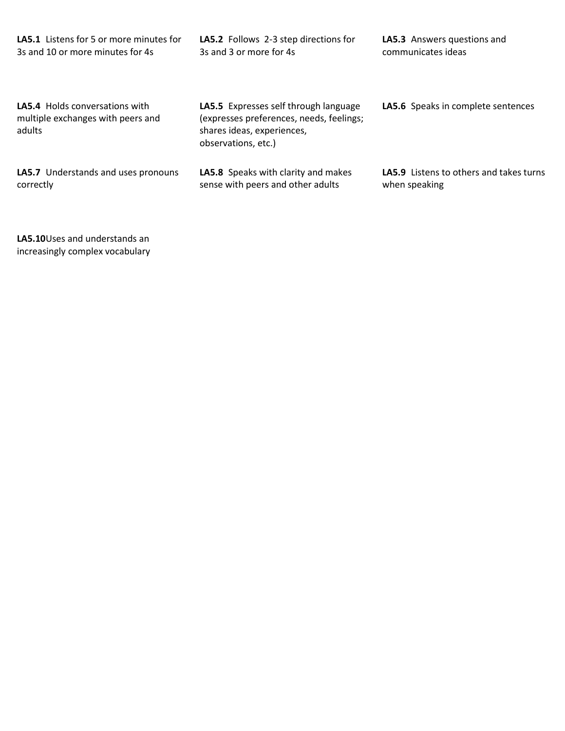**LA5.1** Listens for 5 or more minutes for 3s and 10 or more minutes for 4s

**LA5.2** Follows 2-3 step directions for 3s and 3 or more for 4s

**LA5.3** Answers questions and communicates ideas

**LA5.4** Holds conversations with multiple exchanges with peers and adults

**LA5.5** Expresses self through language (expresses preferences, needs, feelings; shares ideas, experiences, observations, etc.)

**LA5.6** Speaks in complete sentences

**LA5.7** Understands and uses pronouns correctly

**LA5.8** Speaks with clarity and makes sense with peers and other adults

**LA5.9** Listens to others and takes turns when speaking

**LA5.10**Uses and understands an increasingly complex vocabulary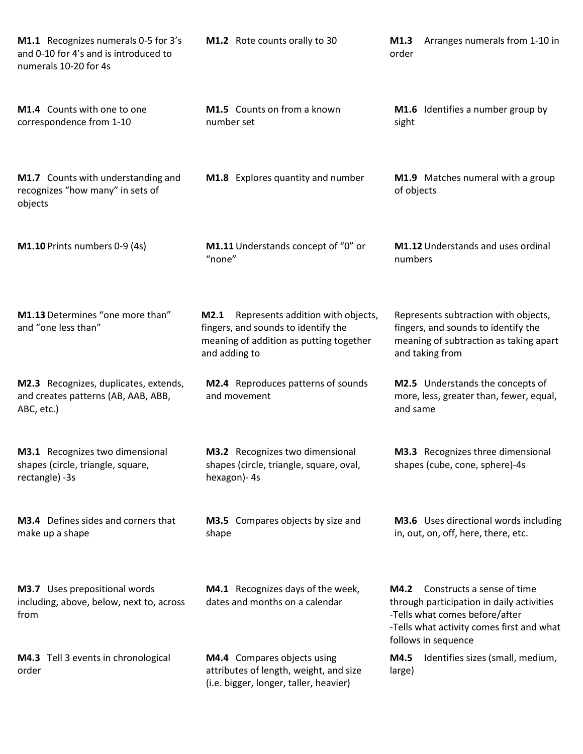**M1.1** Recognizes numerals 0-5 for 3's and 0-10 for 4's and is introduced to numerals 10-20 for 4s

**M1.2** Rote counts orally to 30

**M1.3** Arranges numerals from 1-10 in order

**M1.4** Counts with one to one correspondence from 1-10

**M1.5** Counts on from a known number set

**M1.6** Identifies a number group by sight

**M1.7** Counts with understanding and recognizes "how many" in sets of objects

**M1.8** Explores quantity and number

**M1.9** Matches numeral with a group of objects

**M1.10** Prints numbers 0-9 (4s)

**M1.11** Understands concept of "0" or "none"

**M1.12** Understands and uses ordinal numbers

**M1.13** Determines "one more than" and "one less than"

**M2.1** Represents addition with objects, fingers, and sounds to identify the meaning of addition as putting together and adding to

Represents subtraction with objects, fingers, and sounds to identify the meaning of subtraction as taking apart and taking from

**M2.3** Recognizes, duplicates, extends, and creates patterns (AB, AAB, ABB, ABC, etc.)

**M2.4** Reproduces patterns of sounds and movement

**M2.5** Understands the concepts of more, less, greater than, fewer, equal, and same

**M3.1** Recognizes two dimensional shapes (circle, triangle, square, rectangle) -3s

**M3.2** Recognizes two dimensional shapes (circle, triangle, square, oval, hexagon)- 4s

**M3.3** Recognizes three dimensional shapes (cube, cone, sphere)-4s

**M3.4** Defines sides and corners that make up a shape

**M3.5** Compares objects by size and shape

**M3.6** Uses directional words including in, out, on, off, here, there, etc.

**M3.7** Uses prepositional words including, above, below, next to, across from

**M4.1** Recognizes days of the week, dates and months on a calendar

**M4.2** Constructs a sense of time through participation in daily activities
-Tells what comes before/after
-Tells what activity comes first and what follows in sequence

**M4.3** Tell 3 events in chronological order

**M4.4** Compares objects using attributes of length, weight, and size (i.e. bigger, longer, taller, heavier)

**M4.5** Identifies sizes (small, medium, large)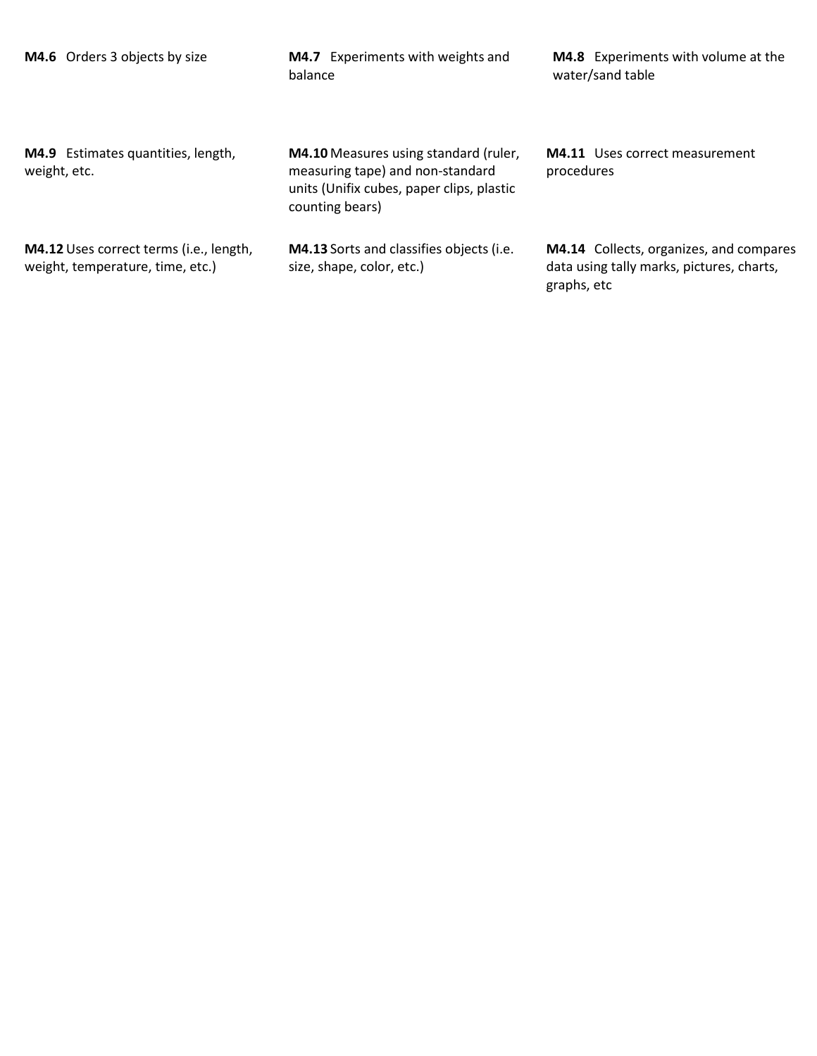**M4.6** Orders 3 objects by size

**M4.7** Experiments with weights and balance

**M4.8** Experiments with volume at the water/sand table

**M4.9** Estimates quantities, length, weight, etc.

**M4.10** Measures using standard (ruler, measuring tape) and non-standard units (Unifix cubes, paper clips, plastic counting bears)

**M4.11** Uses correct measurement procedures

**M4.12** Uses correct terms (i.e., length, weight, temperature, time, etc.)

**M4.13** Sorts and classifies objects (i.e. size, shape, color, etc.)

**M4.14** Collects, organizes, and compares data using tally marks, pictures, charts, graphs, etc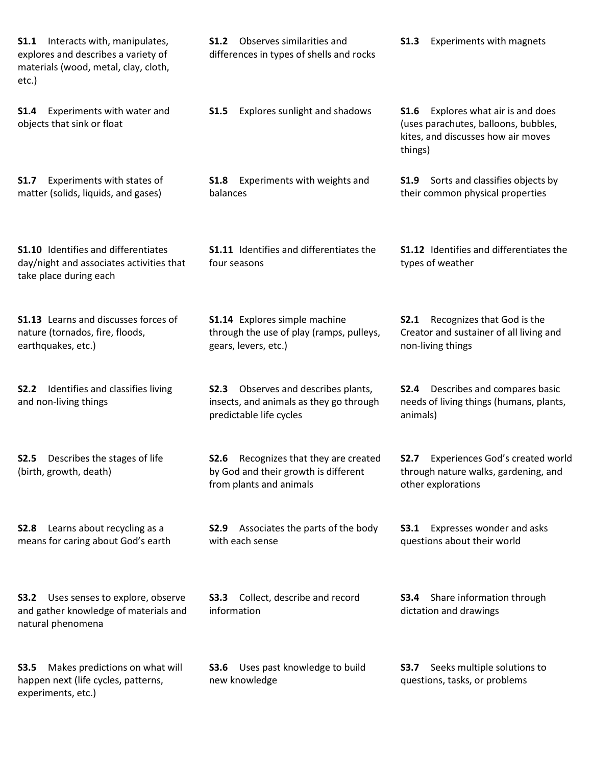**S1.1** Interacts with, manipulates, explores and describes a variety of materials (wood, metal, clay, cloth, etc.)

**S1.2** Observes similarities and differences in types of shells and rocks

**S1.3** Experiments with magnets

**S1.4** Experiments with water and objects that sink or float

**S1.5** Explores sunlight and shadows

**S1.6** Explores what air is and does (uses parachutes, balloons, bubbles, kites, and discusses how air moves things)

**S1.7** Experiments with states of matter (solids, liquids, and gases)

**S1.8** Experiments with weights and balances

**S1.9** Sorts and classifies objects by their common physical properties

**S1.10** Identifies and differentiates day/night and associates activities that take place during each

**S1.11** Identifies and differentiates the four seasons

**S1.12** Identifies and differentiates the types of weather

**S1.13** Learns and discusses forces of nature (tornados, fire, floods, earthquakes, etc.)

**S1.14** Explores simple machine through the use of play (ramps, pulleys, gears, levers, etc.)

**S2.1** Recognizes that God is the Creator and sustainer of all living and non-living things

**S2.2** Identifies and classifies living and non-living things

**S2.3** Observes and describes plants, insects, and animals as they go through predictable life cycles

**S2.4** Describes and compares basic needs of living things (humans, plants, animals)

**S2.5** Describes the stages of life (birth, growth, death)

**S2.6** Recognizes that they are created by God and their growth is different from plants and animals

**S2.7** Experiences God's created world through nature walks, gardening, and other explorations

**S2.8** Learns about recycling as a means for caring about God's earth

**S2.9** Associates the parts of the body with each sense

**S3.1** Expresses wonder and asks questions about their world

**S3.2** Uses senses to explore, observe and gather knowledge of materials and natural phenomena

**S3.3** Collect, describe and record information

**S3.4** Share information through dictation and drawings

**S3.5** Makes predictions on what will happen next (life cycles, patterns, experiments, etc.)

**S3.6** Uses past knowledge to build new knowledge

**S3.7** Seeks multiple solutions to questions, tasks, or problems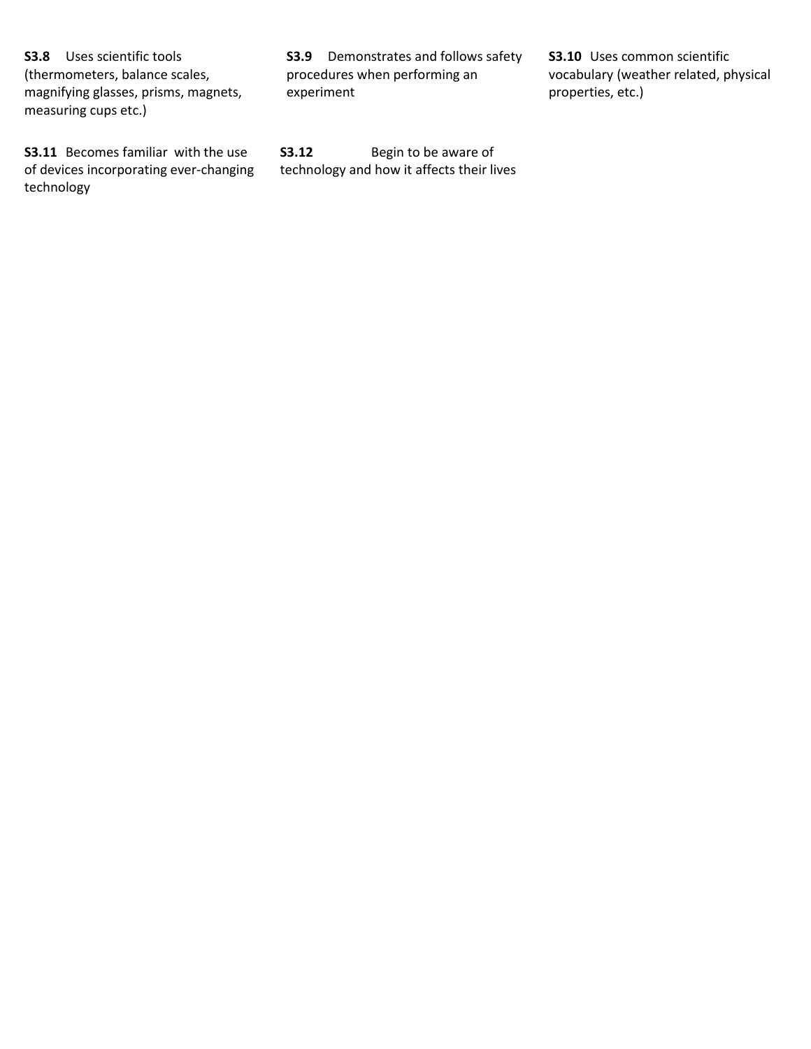**S3.8** Uses scientific tools (thermometers, balance scales, magnifying glasses, prisms, magnets, measuring cups etc.)

**S3.9** Demonstrates and follows safety procedures when performing an experiment

**S3.10** Uses common scientific vocabulary (weather related, physical properties, etc.)

**S3.11** Becomes familiar with the use of devices incorporating ever-changing technology

**S3.12** Begin to be aware of technology and how it affects their lives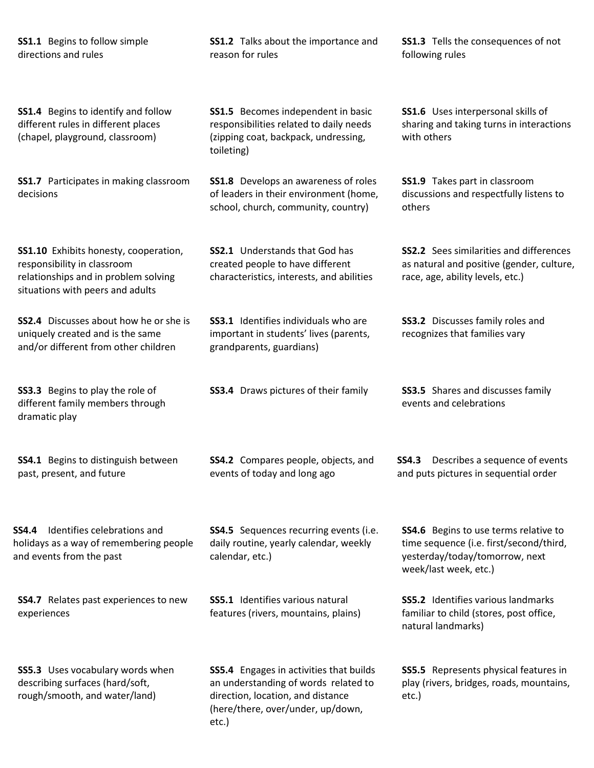**SS1.1** Begins to follow simple directions and rules

**SS1.2** Talks about the importance and reason for rules

**SS1.3** Tells the consequences of not following rules

**SS1.4** Begins to identify and follow different rules in different places (chapel, playground, classroom)

**SS1.5** Becomes independent in basic responsibilities related to daily needs (zipping coat, backpack, undressing, toileting)

**SS1.6** Uses interpersonal skills of sharing and taking turns in interactions with others

**SS1.7** Participates in making classroom decisions

**SS1.8** Develops an awareness of roles of leaders in their environment (home, school, church, community, country)

**SS1.9** Takes part in classroom discussions and respectfully listens to others

**SS1.10** Exhibits honesty, cooperation, responsibility in classroom relationships and in problem solving situations with peers and adults

**SS2.1** Understands that God has created people to have different characteristics, interests, and abilities

**SS2.2** Sees similarities and differences as natural and positive (gender, culture, race, age, ability levels, etc.)

**SS2.4** Discusses about how he or she is uniquely created and is the same and/or different from other children

**SS3.1** Identifies individuals who are important in students' lives (parents, grandparents, guardians)

**SS3.2** Discusses family roles and recognizes that families vary

**SS3.3** Begins to play the role of different family members through dramatic play

**SS3.4** Draws pictures of their family

**SS3.5** Shares and discusses family events and celebrations

**SS4.1** Begins to distinguish between past, present, and future

**SS4.2** Compares people, objects, and events of today and long ago

**SS4.3** Describes a sequence of events and puts pictures in sequential order

**SS4.4** Identifies celebrations and holidays as a way of remembering people and events from the past

**SS4.5** Sequences recurring events (i.e. daily routine, yearly calendar, weekly calendar, etc.)

**SS4.6** Begins to use terms relative to time sequence (i.e. first/second/third, yesterday/today/tomorrow, next week/last week, etc.)

**SS4.7** Relates past experiences to new experiences

**SS5.1** Identifies various natural features (rivers, mountains, plains)

**SS5.2** Identifies various landmarks familiar to child (stores, post office, natural landmarks)

**SS5.3** Uses vocabulary words when describing surfaces (hard/soft, rough/smooth, and water/land)

**SS5.4** Engages in activities that builds an understanding of words related to direction, location, and distance (here/there, over/under, up/down, etc.)

**SS5.5** Represents physical features in play (rivers, bridges, roads, mountains, etc.)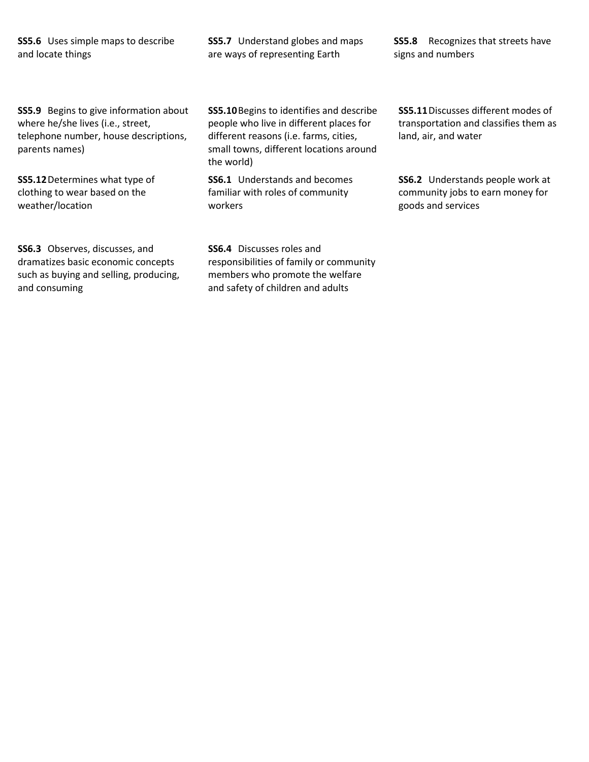**SS5.6** Uses simple maps to describe and locate things

**SS5.7** Understand globes and maps are ways of representing Earth

**SS5.8** Recognizes that streets have signs and numbers

**SS5.9** Begins to give information about where he/she lives (i.e., street, telephone number, house descriptions, parents names)

**SS5.10** Begins to identifies and describe people who live in different places for different reasons (i.e. farms, cities, small towns, different locations around the world)

**SS5.11** Discusses different modes of transportation and classifies them as land, air, and water

**SS5.12** Determines what type of clothing to wear based on the weather/location

**SS6.1** Understands and becomes familiar with roles of community workers

**SS6.2** Understands people work at community jobs to earn money for goods and services

**SS6.3** Observes, discusses, and dramatizes basic economic concepts such as buying and selling, producing, and consuming

**SS6.4** Discusses roles and responsibilities of family or community members who promote the welfare and safety of children and adults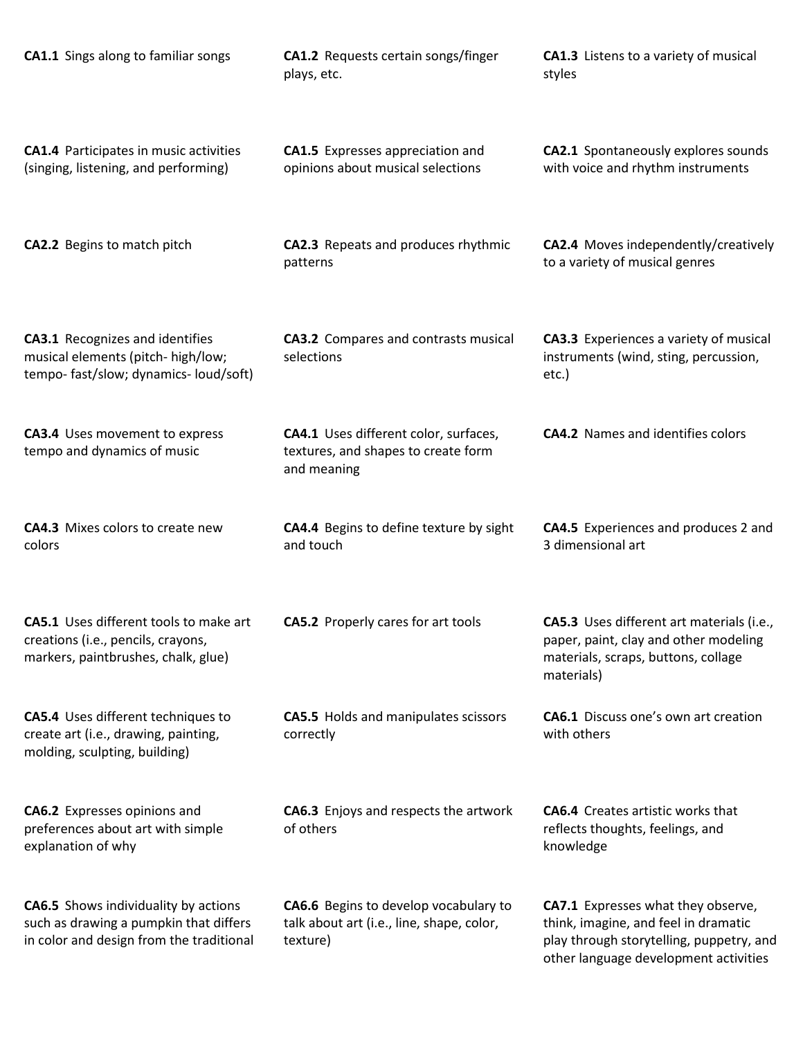**CA1.1** Sings along to familiar songs

**CA1.2** Requests certain songs/finger plays, etc.

**CA1.3** Listens to a variety of musical styles

**CA1.4** Participates in music activities (singing, listening, and performing)

**CA1.5** Expresses appreciation and opinions about musical selections

**CA2.1** Spontaneously explores sounds with voice and rhythm instruments

**CA2.2** Begins to match pitch

**CA2.3** Repeats and produces rhythmic patterns

**CA2.4** Moves independently/creatively to a variety of musical genres

**CA3.1** Recognizes and identifies musical elements (pitch- high/low; tempo- fast/slow; dynamics- loud/soft)

**CA3.2** Compares and contrasts musical selections

**CA3.3** Experiences a variety of musical instruments (wind, sting, percussion, etc.)

**CA3.4** Uses movement to express tempo and dynamics of music

**CA4.1** Uses different color, surfaces, textures, and shapes to create form and meaning

**CA4.2** Names and identifies colors

**CA4.3** Mixes colors to create new colors

**CA4.4** Begins to define texture by sight and touch

**CA4.5** Experiences and produces 2 and 3 dimensional art

**CA5.1** Uses different tools to make art creations (i.e., pencils, crayons, markers, paintbrushes, chalk, glue)

**CA5.2** Properly cares for art tools

**CA5.3** Uses different art materials (i.e., paper, paint, clay and other modeling materials, scraps, buttons, collage materials)

**CA5.4** Uses different techniques to create art (i.e., drawing, painting, molding, sculpting, building)

**CA5.5** Holds and manipulates scissors correctly

**CA6.1** Discuss one's own art creation with others

**CA6.2** Expresses opinions and preferences about art with simple explanation of why

**CA6.3** Enjoys and respects the artwork of others

**CA6.4** Creates artistic works that reflects thoughts, feelings, and knowledge

**CA6.5** Shows individuality by actions such as drawing a pumpkin that differs in color and design from the traditional

**CA6.6** Begins to develop vocabulary to talk about art (i.e., line, shape, color, texture)

**CA7.1** Expresses what they observe, think, imagine, and feel in dramatic play through storytelling, puppetry, and other language development activities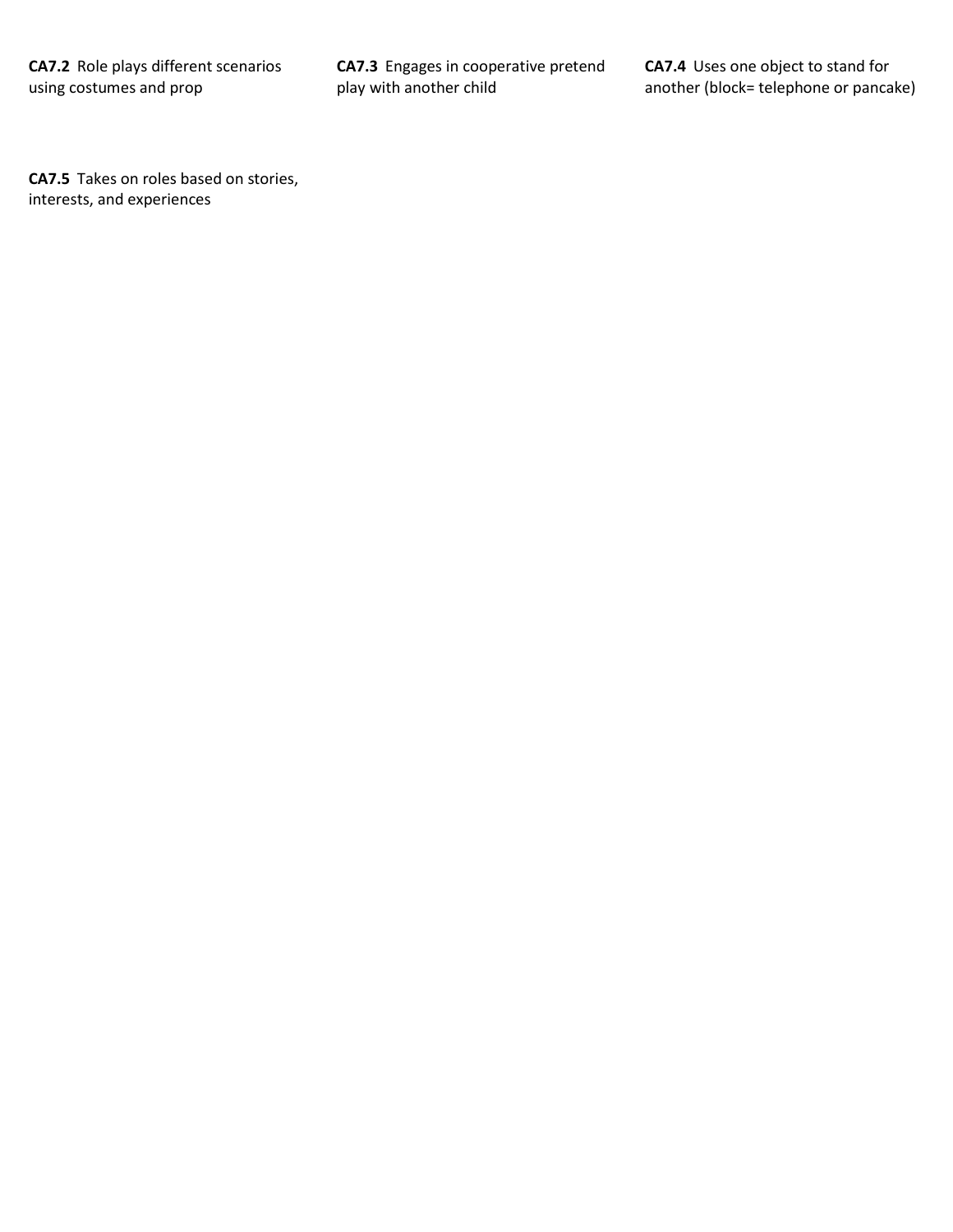**CA7.2** Role plays different scenarios using costumes and prop

**CA7.3** Engages in cooperative pretend play with another child

**CA7.4** Uses one object to stand for another (block= telephone or pancake)

**CA7.5** Takes on roles based on stories, interests, and experiences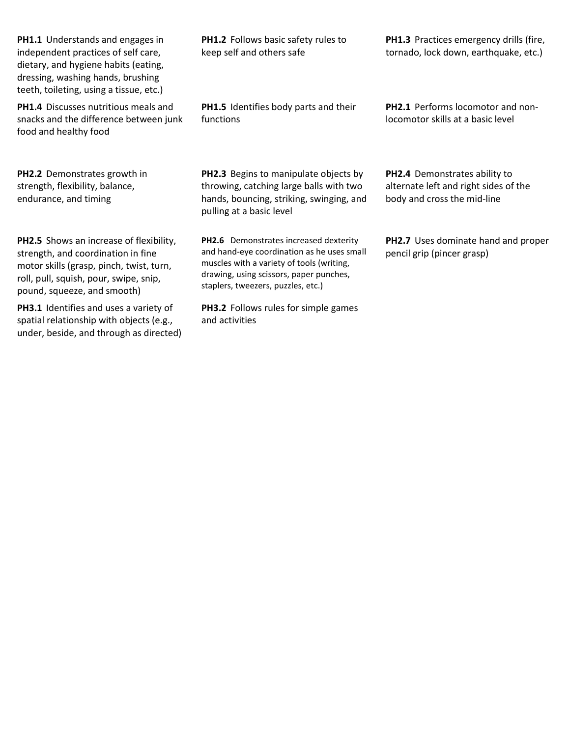**PH1.1** Understands and engages in independent practices of self care, dietary, and hygiene habits (eating, dressing, washing hands, brushing teeth, toileting, using a tissue, etc.)

**PH1.2** Follows basic safety rules to keep self and others safe

**PH1.3** Practices emergency drills (fire, tornado, lock down, earthquake, etc.)

**PH1.4** Discusses nutritious meals and snacks and the difference between junk food and healthy food

**PH1.5** Identifies body parts and their functions

**PH2.1** Performs locomotor and non-locomotor skills at a basic level

**PH2.2** Demonstrates growth in strength, flexibility, balance, endurance, and timing

**PH2.3** Begins to manipulate objects by throwing, catching large balls with two hands, bouncing, striking, swinging, and pulling at a basic level

**PH2.4** Demonstrates ability to alternate left and right sides of the body and cross the mid-line

**PH2.5** Shows an increase of flexibility, strength, and coordination in fine motor skills (grasp, pinch, twist, turn, roll, pull, squish, pour, swipe, snip, pound, squeeze, and smooth)

**PH2.6** Demonstrates increased dexterity and hand-eye coordination as he uses small muscles with a variety of tools (writing, drawing, using scissors, paper punches, staplers, tweezers, puzzles, etc.)

**PH2.7** Uses dominate hand and proper pencil grip (pincer grasp)

**PH3.1** Identifies and uses a variety of spatial relationship with objects (e.g., under, beside, and through as directed)

**PH3.2** Follows rules for simple games and activities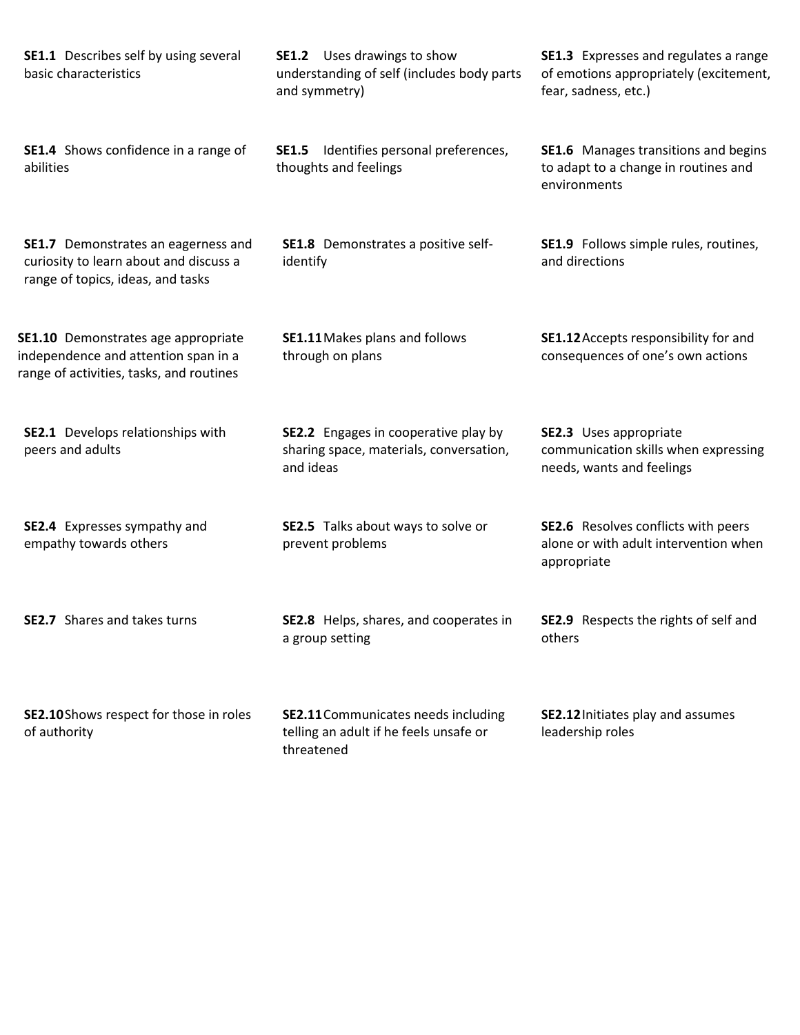| | | |
|---|---|---|
| **SE1.1** Describes self by using several basic characteristics | **SE1.2** Uses drawings to show understanding of self (includes body parts and symmetry) | **SE1.3** Expresses and regulates a range of emotions appropriately (excitement, fear, sadness, etc.) |
| **SE1.4** Shows confidence in a range of abilities | **SE1.5** Identifies personal preferences, thoughts and feelings | **SE1.6** Manages transitions and begins to adapt to a change in routines and environments |
| **SE1.7** Demonstrates an eagerness and curiosity to learn about and discuss a range of topics, ideas, and tasks | **SE1.8** Demonstrates a positive self-identify | **SE1.9** Follows simple rules, routines, and directions |
| **SE1.10** Demonstrates age appropriate independence and attention span in a range of activities, tasks, and routines | **SE1.11** Makes plans and follows through on plans | **SE1.12** Accepts responsibility for and consequences of one's own actions |
| **SE2.1** Develops relationships with peers and adults | **SE2.2** Engages in cooperative play by sharing space, materials, conversation, and ideas | **SE2.3** Uses appropriate communication skills when expressing needs, wants and feelings |
| **SE2.4** Expresses sympathy and empathy towards others | **SE2.5** Talks about ways to solve or prevent problems | **SE2.6** Resolves conflicts with peers alone or with adult intervention when appropriate |
| **SE2.7** Shares and takes turns | **SE2.8** Helps, shares, and cooperates in a group setting | **SE2.9** Respects the rights of self and others |
| **SE2.10** Shows respect for those in roles of authority | **SE2.11** Communicates needs including telling an adult if he feels unsafe or threatened | **SE2.12** Initiates play and assumes leadership roles |